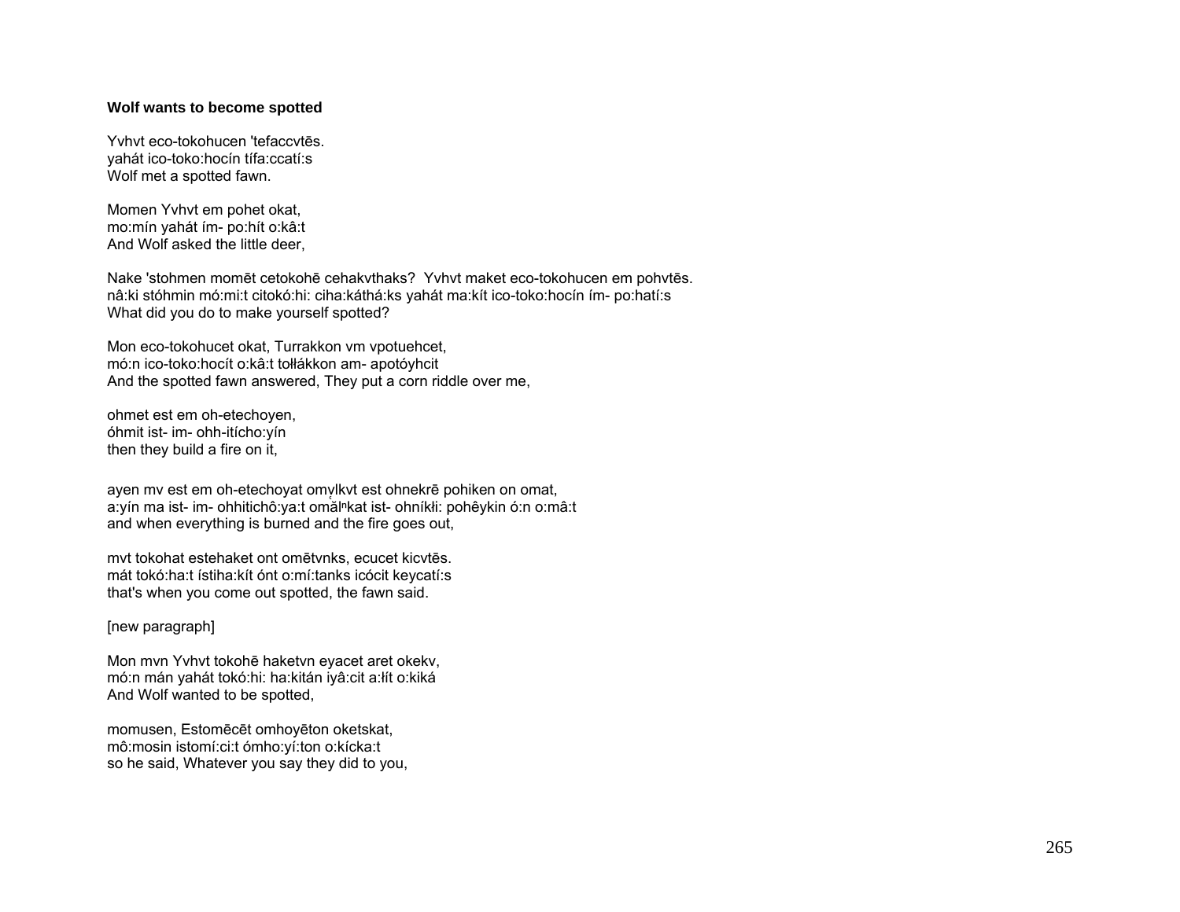**Wolf wants to become spotted**

Yvhvt eco-tokohucen 'tefaccvtēs.
yahát ico-toko:hocín tífa:ccatí:s
Wolf met a spotted fawn.

Momen Yvhvt em pohet okat,
mo:mín yahát ím- po:hít o:kâ:t
And Wolf asked the little deer,

Nake 'stohmen momēt cetokohē cehakvthaks? Yvhvt maket eco-tokohucen em pohvtēs.
nâ:ki stóhmin mó:mi:t citokó:hi: ciha:káthá:ks yahát ma:kít ico-toko:hocín ím- po:hatí:s
What did you do to make yourself spotted?

Mon eco-tokohucet okat, Turrakkon vm vpotuehcet,
mó:n ico-toko:hocít o:kâ:t tołłákkon am- apotóyhcit
And the spotted fawn answered, They put a corn riddle over me,

ohmet est em oh-etechoyen,
óhmit ist- im- ohh-itícho:yín
then they build a fire on it,

ayen mv est em oh-etechoyat omv̨lkvt est ohnekrē pohiken on omat,
a:yín ma ist- im- ohhitichô:ya:t omăⁿlkat ist- ohníkłi: pohêykin ó:n o:mâ:t
and when everything is burned and the fire goes out,

mvt tokohat estehaket ont omētvnks, ecucet kicvtēs.
mát tokó:ha:t ístiha:kít ónt o:mí:tanks icócit keycatí:s
that's when you come out spotted, the fawn said.

[new paragraph]

Mon mvn Yvhvt tokohē haketvn eyacet aret okekv,
mó:n mán yahát tokó:hi: ha:kitán iyâ:cit a:łít o:kiká
And Wolf wanted to be spotted,

momusen, Estomēcēt omhoyēton oketskat,
mô:mosin istomí:ci:t ómho:yí:ton o:kícka:t
so he said, Whatever you say they did to you,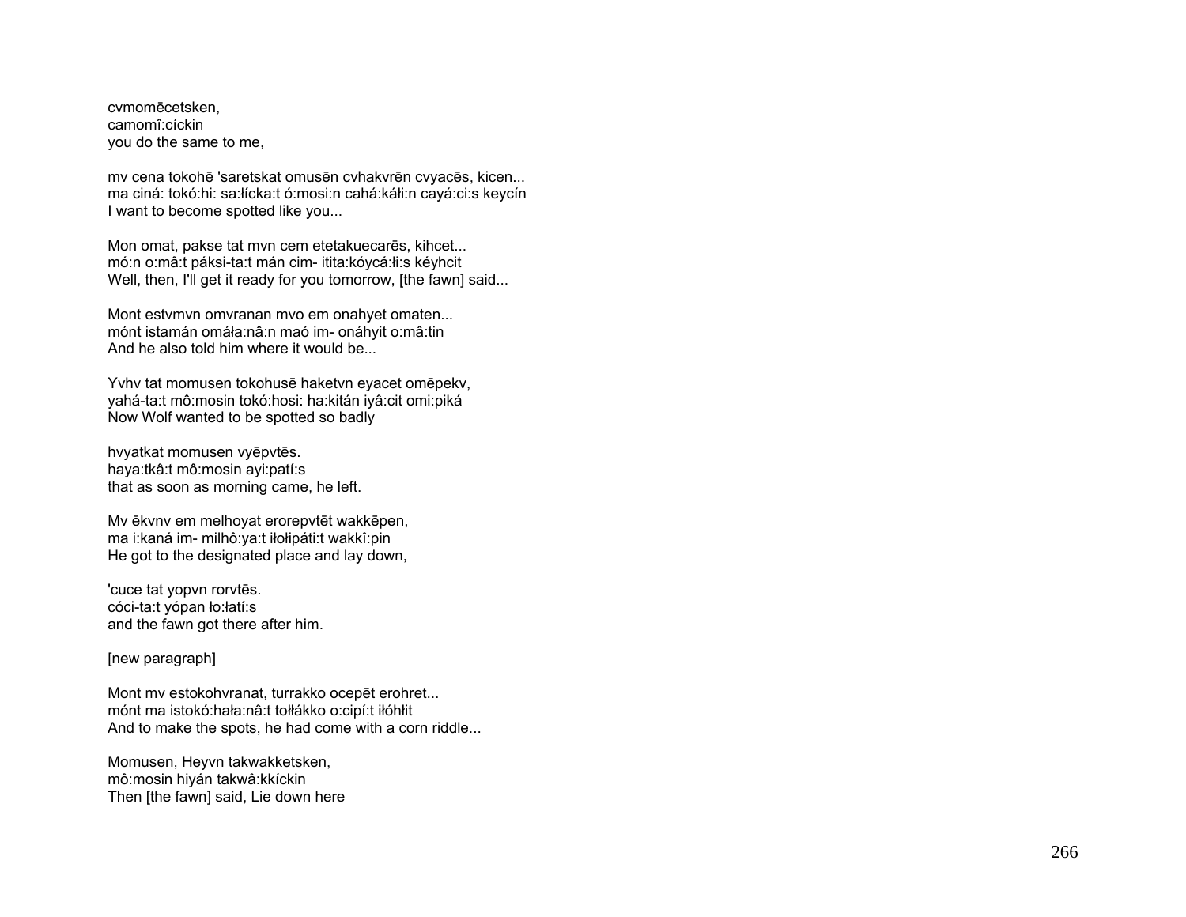cvmomēcetsken,
camomî:cíckin
you do the same to me,

mv cena tokohē 'saretskat omusēn cvhakvrēn cvyacēs, kicen...
ma ciná: tokó:hi: sa:łícka:t ó:mosi:n cahá:káłi:n cayá:ci:s keycín
I want to become spotted like you...

Mon omat, pakse tat mvn cem etetakuecarēs, kihcet...
mó:n o:mâ:t páksi-ta:t mán cim- itita:kóycá:łi:s kéyhcit
Well, then, I'll get it ready for you tomorrow, [the fawn] said...

Mont estvmvn omvranan mvo em onahyet omaten...
mónt istamán omáła:nâ:n maó im- onáhyit o:mâ:tin
And he also told him where it would be...

Yvhv tat momusen tokohusē haketvn eyacet omēpekv,
yahá-ta:t mô:mosin tokó:hosi: ha:kitán iyâ:cit omi:piká
Now Wolf wanted to be spotted so badly

hvyatkat momusen vyēpvtēs.
haya:tkâ:t mô:mosin ayi:patí:s
that as soon as morning came, he left.

Mv ēkvnv em melhoyat erorepvtēt wakkēpen,
ma i:kaná im- milhô:ya:t iłołipáti:t wakkî:pin
He got to the designated place and lay down,

'cuce tat yopvn rorvtēs.
cóci-ta:t yópan ło:łatí:s
and the fawn got there after him.

[new paragraph]

Mont mv estokohvranat, turrakko ocepēt erohret...
mónt ma istokó:hała:nâ:t tołłákko o:cipí:t iłóhłit
And to make the spots, he had come with a corn riddle...

Momusen, Heyvn takwakketsken,
mô:mosin hiyán takwâ:kkíckin
Then [the fawn] said, Lie down here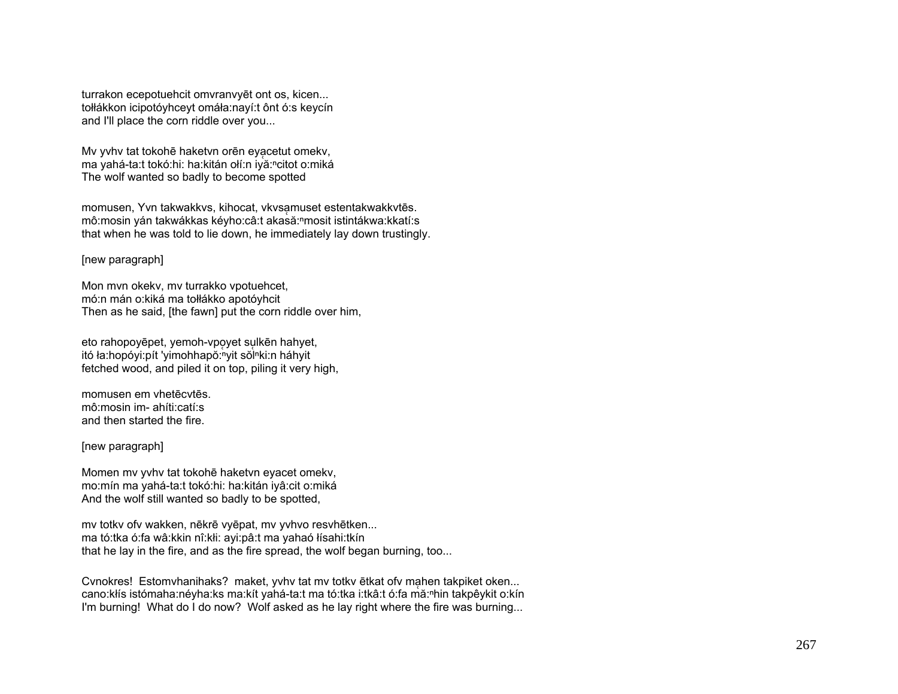turrakon ecepotuehcit omvranvyēt ont os, kicen...
tołłákkon icipotóyhceyt omáła:nayí:t ônt ó:s keycín
and I'll place the corn riddle over you...

Mv yvhv tat tokohē haketvn orēn eyạcetut omekv,
ma yahá-ta:t tokó:hi: ha:kitán ołí:n iyą̆:ⁿcitot o:miká
The wolf wanted so badly to become spotted

momusen, Yvn takwakkvs, kihocat, vkvsạmuset estentakwakkvtēs.
mô:mosin yán takwákkas kéyho:câ:t akasą̆:ⁿmosit istintákwa:kkatí:s
that when he was told to lie down, he immediately lay down trustingly.

[new paragraph]

Mon mvn okekv, mv turrakko vpotuehcet,
mó:n mán o:kiká ma tołłákko apotóyhcit
Then as he said, [the fawn] put the corn riddle over him,

eto rahopoyēpet, yemoh-vpọyet sụlkēn hahyet,
itó ła:hopóyi:pít 'yimohhapǫ̆:ⁿyit sǫ̆lⁿki:n háhyit
fetched wood, and piled it on top, piling it very high,

momusen em vhetēcvtēs.
mô:mosin im- ahíti:catí:s
and then started the fire.

[new paragraph]

Momen mv yvhv tat tokohē haketvn eyacet omekv,
mo:mín ma yahá-ta:t tokó:hi: ha:kitán iyâ:cit o:miká
And the wolf still wanted so badly to be spotted,

mv totkv ofv wakken, nēkrē vyēpat, mv yvhvo resvhētken...
ma tó:tka ó:fa wâ:kkin nî:kłi: ayi:pâ:t ma yahaó łísahi:tkín
that he lay in the fire, and as the fire spread, the wolf began burning, too...

Cvnokres! Estomvhanihaks? maket, yvhv tat mv totkv ētkat ofv mạhen takpiket oken...
cano:kłís istómaha:néyha:ks ma:kít yahá-ta:t ma tó:tka i:tkâ:t ó:fa mą̆:ⁿhin takpêykit o:kín
I'm burning! What do I do now? Wolf asked as he lay right where the fire was burning...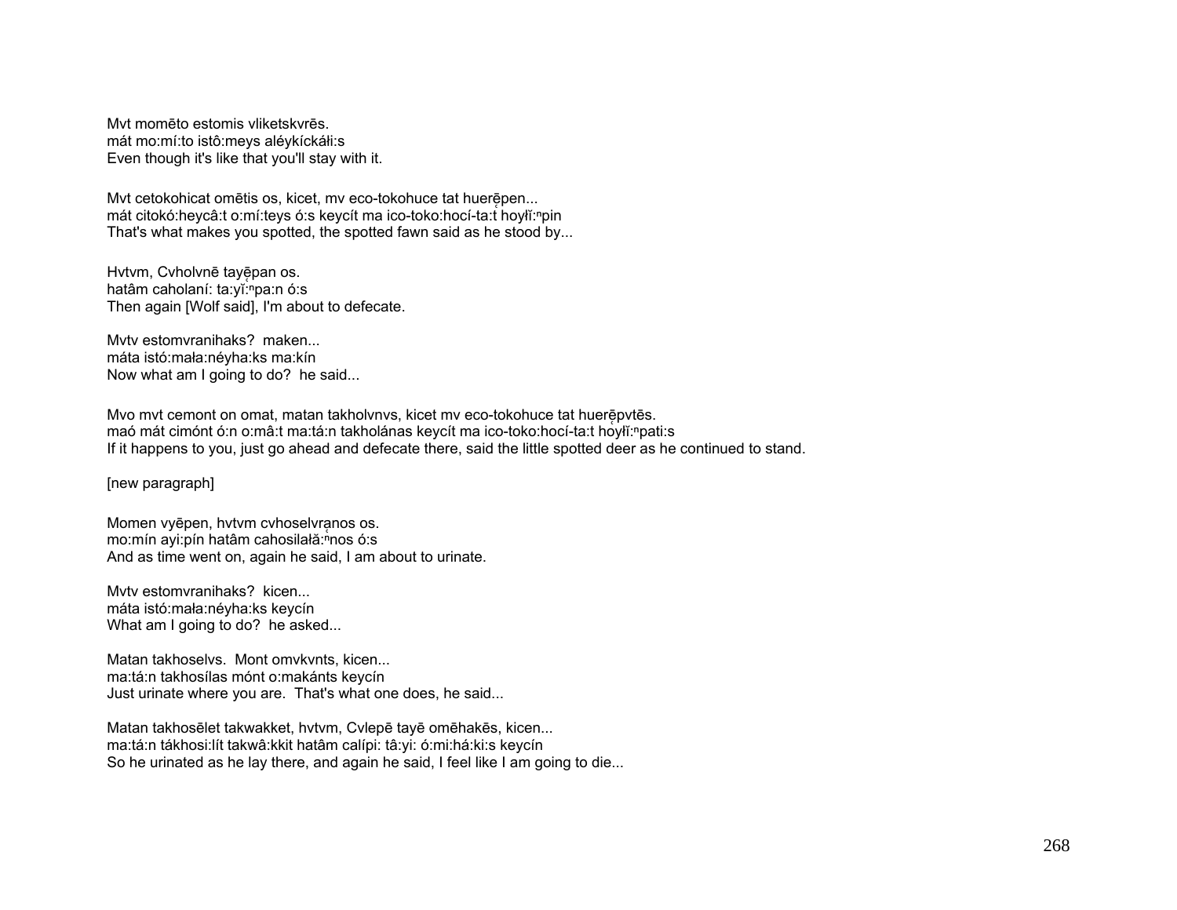Mvt momēto estomis vliketskvrēs.
mát mo:mí:to istô:meys aléykíckáɬi:s
Even though it's like that you'll stay with it.

Mvt cetokohicat omētis os, kicet, mv eco-tokohuce tat huerēpen...
mát citokó:heycâ:t o:mí:teys ó:s keycít ma ico-toko:hocí-ta:t hoyɬĭ:ⁿpin
That's what makes you spotted, the spotted fawn said as he stood by...

Hvtvm, Cvholvnē tayēpan os.
hatâm caholaní: ta:yĭ:ⁿpa:n ó:s
Then again [Wolf said], I'm about to defecate.

Mvtv estomvranihaks? maken...
máta istó:maɬa:néyha:ks ma:kín
Now what am I going to do? he said...

Mvo mvt cemont on omat, matan takholvnvs, kicet mv eco-tokohuce tat huerēpvtēs.
maó mát cimónt ó:n o:mâ:t ma:tá:n takholánas keycít ma ico-toko:hocí-ta:t hoyɬĭ:ⁿpati:s
If it happens to you, just go ahead and defecate there, said the little spotted deer as he continued to stand.

[new paragraph]

Momen vyēpen, hvtvm cvhoselvranos os.
mo:mín ayi:pín hatâm cahosilaɬă:ⁿnos ó:s
And as time went on, again he said, I am about to urinate.

Mvtv estomvranihaks? kicen...
máta istó:maɬa:néyha:ks keycín
What am I going to do? he asked...

Matan takhoselvs. Mont omvkvnts, kicen...
ma:tá:n takhosílas mónt o:makánts keycín
Just urinate where you are. That's what one does, he said...

Matan takhosēlet takwakket, hvtvm, Cvlepē tayē omēhakēs, kicen...
ma:tá:n tákhosi:lít takwâ:kkit hatâm calípi: tâ:yi: ó:mi:há:ki:s keycín
So he urinated as he lay there, and again he said, I feel like I am going to die...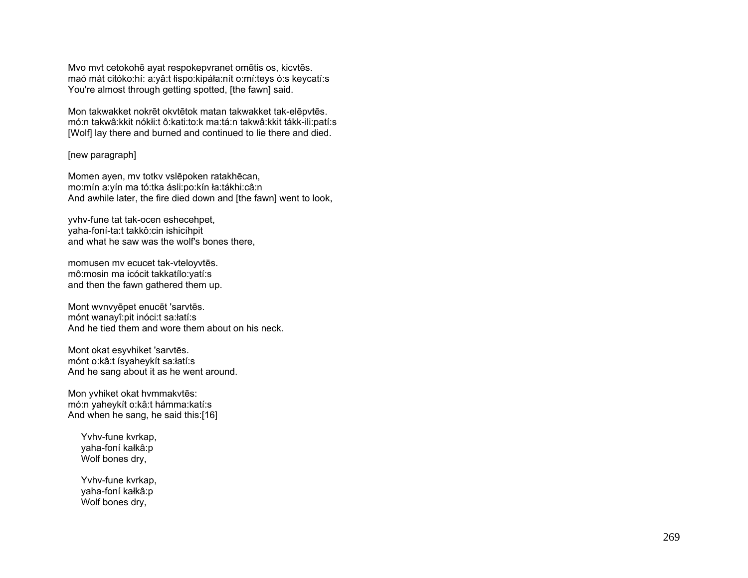Mvo mvt cetokohē ayat respokepvranet omētis os, kicvtēs.
maó mát citóko:hí: a:yâ:t łispo:kipáła:nít o:mí:teys ó:s keycatí:s
You're almost through getting spotted, [the fawn] said.

Mon takwakket nokrēt okvtētok matan takwakket tak-elēpvtēs.
mó:n takwâ:kkit nókłi:t ô:kati:to:k ma:tá:n takwâ:kkit tákk-ili:patí:s
[Wolf] lay there and burned and continued to lie there and died.

[new paragraph]

Momen ayen, mv totkv vslēpoken ratakhēcan,
mo:mín a:yín ma tó:tka ásli:po:kín ła:tákhi:câ:n
And awhile later, the fire died down and [the fawn] went to look,

yvhv-fune tat tak-ocen eshecehpet,
yaha-foní-ta:t takkô:cin ishicíhpit
and what he saw was the wolf's bones there,

momusen mv ecucet tak-vteloyvtēs.
mô:mosin ma icócit takkatílo:yatí:s
and then the fawn gathered them up.

Mont wvnvyēpet enucēt 'sarvtēs.
mónt wanayî:pit inóci:t sa:łatí:s
And he tied them and wore them about on his neck.

Mont okat esyvhiket 'sarvtēs.
mónt o:kâ:t ísyaheykít sa:łatí:s
And he sang about it as he went around.

Mon yvhiket okat hvmmakvtēs:
mó:n yaheykít o:kâ:t hámma:katí:s
And when he sang, he said this:[16]

> Yvhv-fune kvrkap,
> yaha-foní kałkâ:p
> Wolf bones dry,
>
> Yvhv-fune kvrkap,
> yaha-foní kałkâ:p
> Wolf bones dry,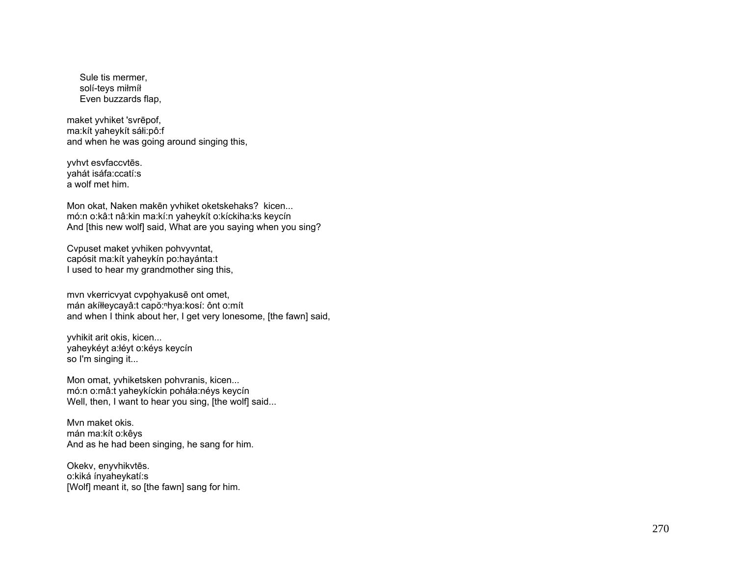Sule tis mermer,
solí-teys miłmíł
Even buzzards flap,

maket yvhiket 'svrēpof,
ma:kít yaheykít sáłi:pô:f
and when he was going around singing this,

yvhvt esvfaccvtēs.
yahát isáfa:ccatí:s
a wolf met him.

Mon okat, Naken makēn yvhiket oketskehaks? kicen...
mó:n o:kâ:t nâ:kin ma:kí:n yaheykít o:kíckiha:ks keycín
And [this new wolf] said, What are you saying when you sing?

Cvpuset maket yvhiken pohvyvntat,
capósit ma:kít yaheykín po:hayánta:t
I used to hear my grandmother sing this,

mvn vkerricvyat cvpọhyakusē ont omet,
mán akíłłeycayâ:t capǒ:ⁿhya:kosí: ônt o:mít
and when I think about her, I get very lonesome, [the fawn] said,

yvhikit arit okis, kicen...
yaheykéyt a:łéyt o:kéys keycín
so I'm singing it...

Mon omat, yvhiketsken pohvranis, kicen...
mó:n o:mâ:t yaheykíckin poháła:néys keycín
Well, then, I want to hear you sing, [the wolf] said...

Mvn maket okis.
mán ma:kít o:kêys
And as he had been singing, he sang for him.

Okekv, enyvhikvtēs.
o:kiká ínyaheykatí:s
[Wolf] meant it, so [the fawn] sang for him.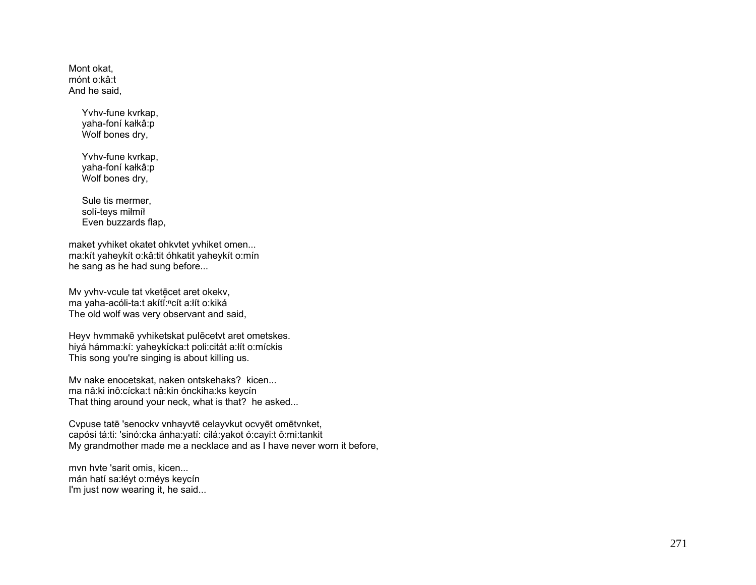Mont okat,
mónt o:kâ:t
And he said,

    Yvhv-fune kvrkap,
    yaha-foní kałkâ:p
    Wolf bones dry,

    Yvhv-fune kvrkap,
    yaha-foní kałkâ:p
    Wolf bones dry,

    Sule tis mermer,
    solí-teys miłmíł
    Even buzzards flap,

maket yvhiket okatet ohkvtet yvhiket omen...
ma:kít yaheykít o:kâ:tit óhkatit yaheykít o:mín
he sang as he had sung before...

Mv yvhv-vcule tat vketēcet aret okekv,
ma yaha-acóli-ta:t akíti̜:ⁿcít a:łít o:kiká
The old wolf was very observant and said,

Heyv hvmmakē yvhiketskat pulēcetvt aret ometskes.
hiyá hámma:kí: yaheykícka:t poli:citát a:łít o:míckis
This song you're singing is about killing us.

Mv nake enocetskat, naken ontskehaks?  kicen...
ma nâ:ki inô:cícka:t nâ:kin ónckiha:ks keycín
That thing around your neck, what is that?  he asked...

Cvpuse tatē 'senockv vnhayvtē celayvkut ocvyēt omētvnket,
capósi tá:ti: 'sinó:cka ánha:yatí: cilá:yakot ó:cayi:t ô:mi:tankit
My grandmother made me a necklace and as I have never worn it before,

mvn hvte 'sarit omis, kicen...
mán hatí sa:łéyt o:méys keycín
I'm just now wearing it, he said...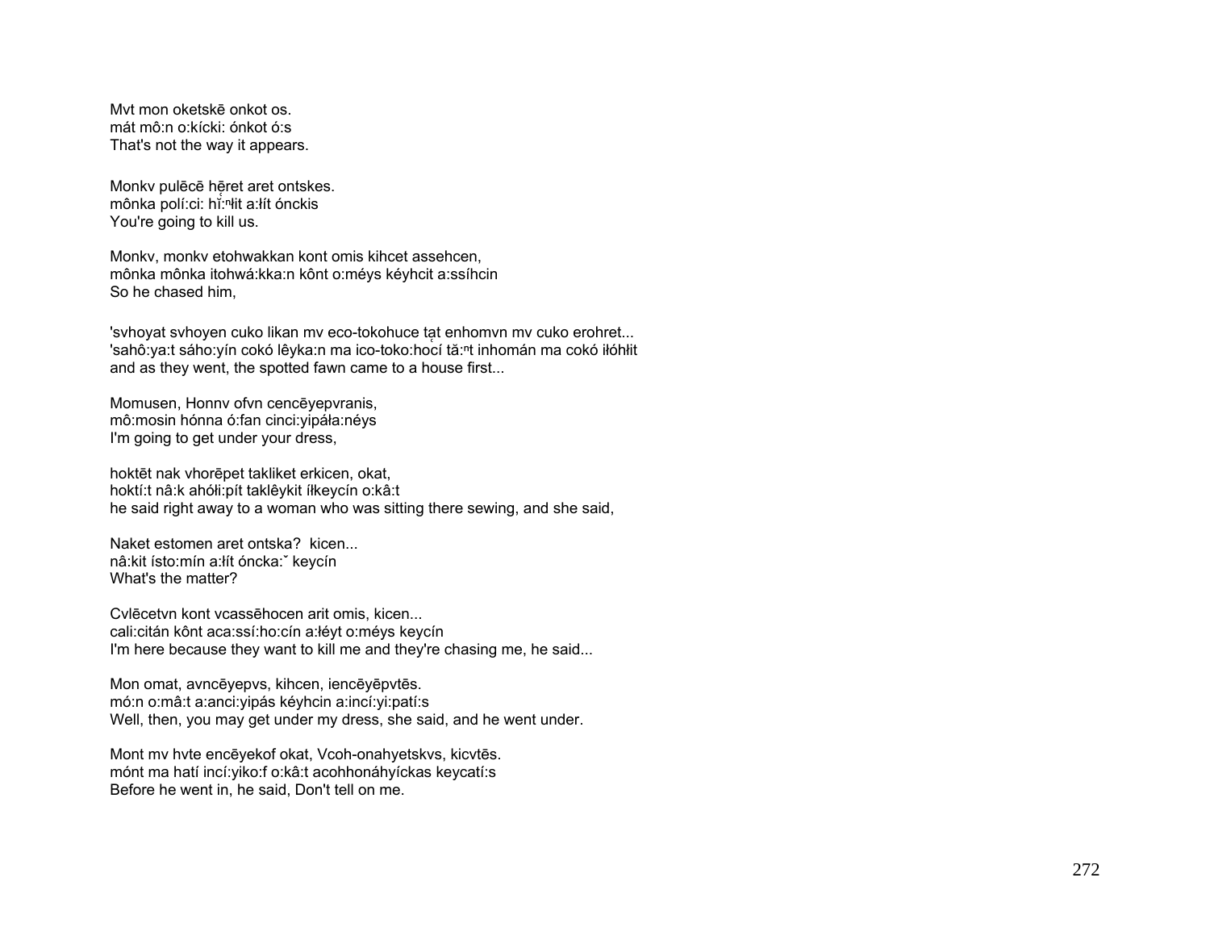Mvt mon oketskē onkot os.
mát mô:n o:kícki: ónkot ó:s
That's not the way it appears.

Monkv pulēcē hēret aret ontskes.
mônka polí:ci: hĭ:ⁿłit a:łít ónckis
You're going to kill us.

Monkv, monkv etohwakkan kont omis kihcet assehcen,
mônka mônka itohwá:kka:n kônt o:méys kéyhcit a:ssíhcin
So he chased him,

'svhoyat svhoyen cuko likan mv eco-tokohuce tat enhomvn mv cuko erohret...
'sahô:ya:t sáho:yín cokó lêyka:n ma ico-toko:hocí tă:ⁿt inhomán ma cokó iłóhłit
and as they went, the spotted fawn came to a house first...

Momusen, Honnv ofvn cencēyepvranis,
mô:mosin hónna ó:fan cinci:yipáła:néys
I'm going to get under your dress,

hoktēt nak vhorēpet takliket erkicen, okat,
hoktí:t nâ:k ahółi:pít taklêykit íłkeycín o:kâ:t
he said right away to a woman who was sitting there sewing, and she said,

Naket estomen aret ontska? kicen...
nâ:kit ísto:mín a:łít óncka:ˇ keycín
What's the matter?

Cvlēcetvn kont vcassēhocen arit omis, kicen...
cali:citán kônt aca:ssí:ho:cín a:łéyt o:méys keycín
I'm here because they want to kill me and they're chasing me, he said...

Mon omat, avncēyepvs, kihcen, iencēyēpvtēs.
mó:n o:mâ:t a:anci:yipás kéyhcin a:incí:yi:patí:s
Well, then, you may get under my dress, she said, and he went under.

Mont mv hvte encēyekof okat, Vcoh-onahyetskvs, kicvtēs.
mónt ma hatí incí:yiko:f o:kâ:t acohhonáhyíckas keycatí:s
Before he went in, he said, Don't tell on me.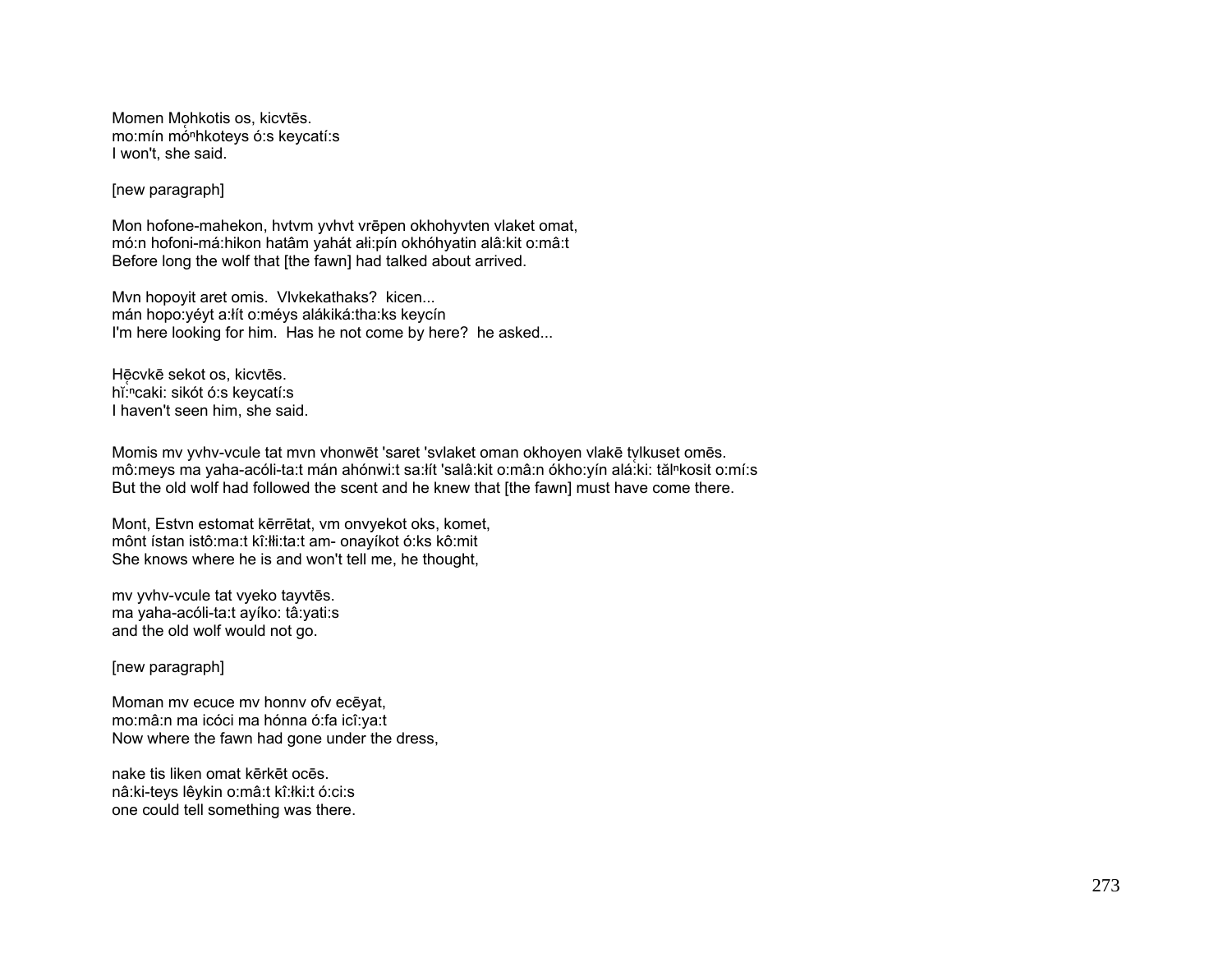Momen Mo̜hkotis os, kicvtēs.
mo:mín mő̜ⁿhkoteys ó:s keycatí:s
I won't, she said.

[new paragraph]

Mon hofone-mahekon, hvtvm yvhvt vrēpen okhohyvten vlaket omat,
mó:n hofoni-má:hikon hatâm yahát ałi:pín okhóhyatin alâ:kit o:mâ:t
Before long the wolf that [the fawn] had talked about arrived.

Mvn hopoyit aret omis. Vlvkekathaks? kicen...
mán hopo:yéyt a:łít o:méys alákiká:tha:ks keycín
I'm here looking for him. Has he not come by here? he asked...

Hē̜cvkē sekot os, kicvtēs.
hǐ̜:ⁿcaki: sikót ó:s keycatí:s
I haven't seen him, she said.

Momis mv yvhv-vcule tat mvn vhonwēt 'saret 'svlaket oman okhoyen vlakē tv̜lkuset omēs.
mô:meys ma yaha-acóli-ta:t mán ahónwi:t sa:łít 'salâ:kit o:mâ:n ókho:yín alá̜:ki: tăl̜ⁿkosit o:mí:s
But the old wolf had followed the scent and he knew that [the fawn] must have come there.

Mont, Estvn estomat kērrētat, vm onvyekot oks, komet,
mônt ístan istô:ma:t kî:łłi:ta:t am- onayíkot ó:ks kô:mit
She knows where he is and won't tell me, he thought,

mv yvhv-vcule tat vyeko tayvtēs.
ma yaha-acóli-ta:t ayíko: tâ:yati:s
and the old wolf would not go.

[new paragraph]

Moman mv ecuce mv honnv ofv ecēyat,
mo:mâ:n ma icóci ma hónna ó:fa icî:ya:t
Now where the fawn had gone under the dress,

nake tis liken omat kērkēt ocēs.
nâ:ki-teys lêykin o:mâ:t kî:łki:t ó:ci:s
one could tell something was there.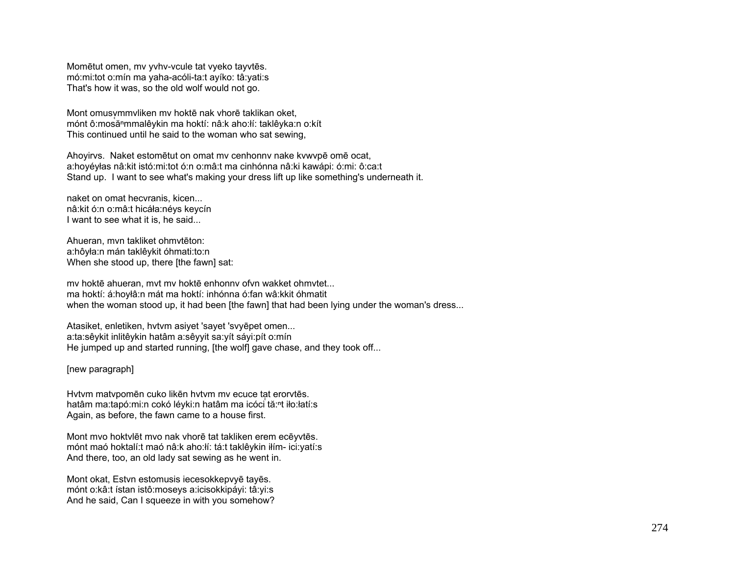Momētut omen, mv yvhv-vcule tat vyeko tayvtēs.
mó:mi:tot o:mín ma yaha-acóli-ta:t ayíko: tâ:yati:s
That's how it was, so the old wolf would not go.

Mont omusy̨mmvliken mv hoktē nak vhorē taklikan oket,
mónt ô:mosă̰ⁿmmalêykin ma hoktí: nâ:k aho:łí: taklêyka:n o:kít
This continued until he said to the woman who sat sewing,

Ahoyirvs. Naket estomētut on omat mv cenhonnv nake kvwvpē omē ocat,
a:hoyéyłas nâ:kit istó:mi:tot ó:n o:mâ:t ma cinhónna nâ:ki kawápi: ó:mi: ô:ca:t
Stand up. I want to see what's making your dress lift up like something's underneath it.

naket on omat hecvranis, kicen...
nâ:kit ó:n o:mâ:t hicáła:néys keycín
I want to see what it is, he said...

Ahueran, mvn takliket ohmvtēton:
a:hôyła:n mán taklêykit óhmati:to:n
When she stood up, there [the fawn] sat:

mv hoktē ahueran, mvt mv hoktē enhonnv ofvn wakket ohmvtet...
ma hoktí: á:hoyłâ:n mát ma hoktí: inhónna ó:fan wâ:kkit óhmatit
when the woman stood up, it had been [the fawn] that had been lying under the woman's dress...

Atasiket, enletiken, hvtvm asiyet 'sayet 'svyēpet omen...
a:ta:sêykit inlitêykin hatâm a:sêyyit sa:yít sáyi:pít o:mín
He jumped up and started running, [the wolf] gave chase, and they took off...

[new paragraph]

Hvtvm matvpomēn cuko likēn hvtvm mv ecuce tat erorvtēs.
hatâm ma:tapó:mi:n cokó léyki:n hatâm ma icócḭ tă:ⁿt iło:łatí:s
Again, as before, the fawn came to a house first.

Mont mvo hoktvlēt mvo nak vhorē tat takliken erem ecēyvtēs.
mónt maó hoktalí:t maó nâ:k aho:łí: tá:t taklêykin iłím- ici:yatí:s
And there, too, an old lady sat sewing as he went in.

Mont okat, Estvn estomusis iecesokkepvyē tayēs.
mónt o:kâ:t ístan istô:moseys a:icisokkipáyi: tâ:yi:s
And he said, Can I squeeze in with you somehow?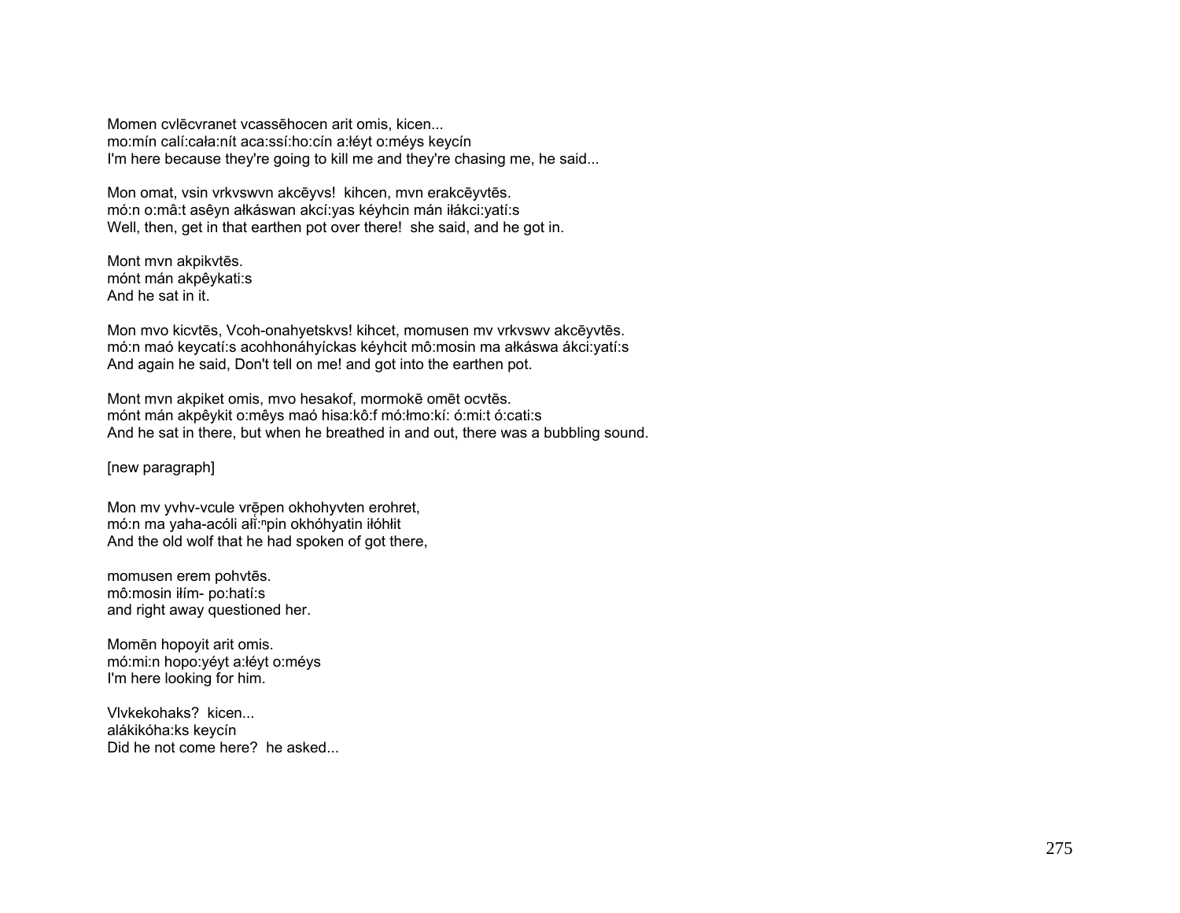Momen cvlēcvranet vcassēhocen arit omis, kicen...
mo:mín calí:cała:nít aca:ssí:ho:cín a:łéyt o:méys keycín
I'm here because they're going to kill me and they're chasing me, he said...

Mon omat, vsin vrkvswvn akcēyvs!  kihcen, mvn erakcēyvtēs.
mó:n o:mâ:t asêyn ałkáswan akcí:yas kéyhcin mán iłákci:yatí:s
Well, then, get in that earthen pot over there!  she said, and he got in.

Mont mvn akpikvtēs.
mónt mán akpêykati:s
And he sat in it.

Mon mvo kicvtēs, Vcoh-onahyetskvs! kihcet, momusen mv vrkvswv akcēyvtēs.
mó:n maó keycatí:s acohhonáhyíckas kéyhcit mô:mosin ma ałkáswa ákci:yatí:s
And again he said, Don't tell on me! and got into the earthen pot.

Mont mvn akpiket omis, mvo hesakof, mormokē omēt ocvtēs.
mónt mán akpêykit o:mêys maó hisa:kô:f mó:łmo:kí: ó:mi:t ó:cati:s
And he sat in there, but when he breathed in and out, there was a bubbling sound.

[new paragraph]

Mon mv yvhv-vcule vrēpen okhohyvten erohret,
mó:n ma yaha-acóli ałĭ:ⁿpin okhóhyatin iłóhłit
And the old wolf that he had spoken of got there,

momusen erem pohvtēs.
mô:mosin iłím- po:hatí:s
and right away questioned her.

Momēn hopoyit arit omis.
mó:mi:n hopo:yéyt a:łéyt o:méys
I'm here looking for him.

Vlvkekohaks?  kicen...
alákikóha:ks keycín
Did he not come here?  he asked...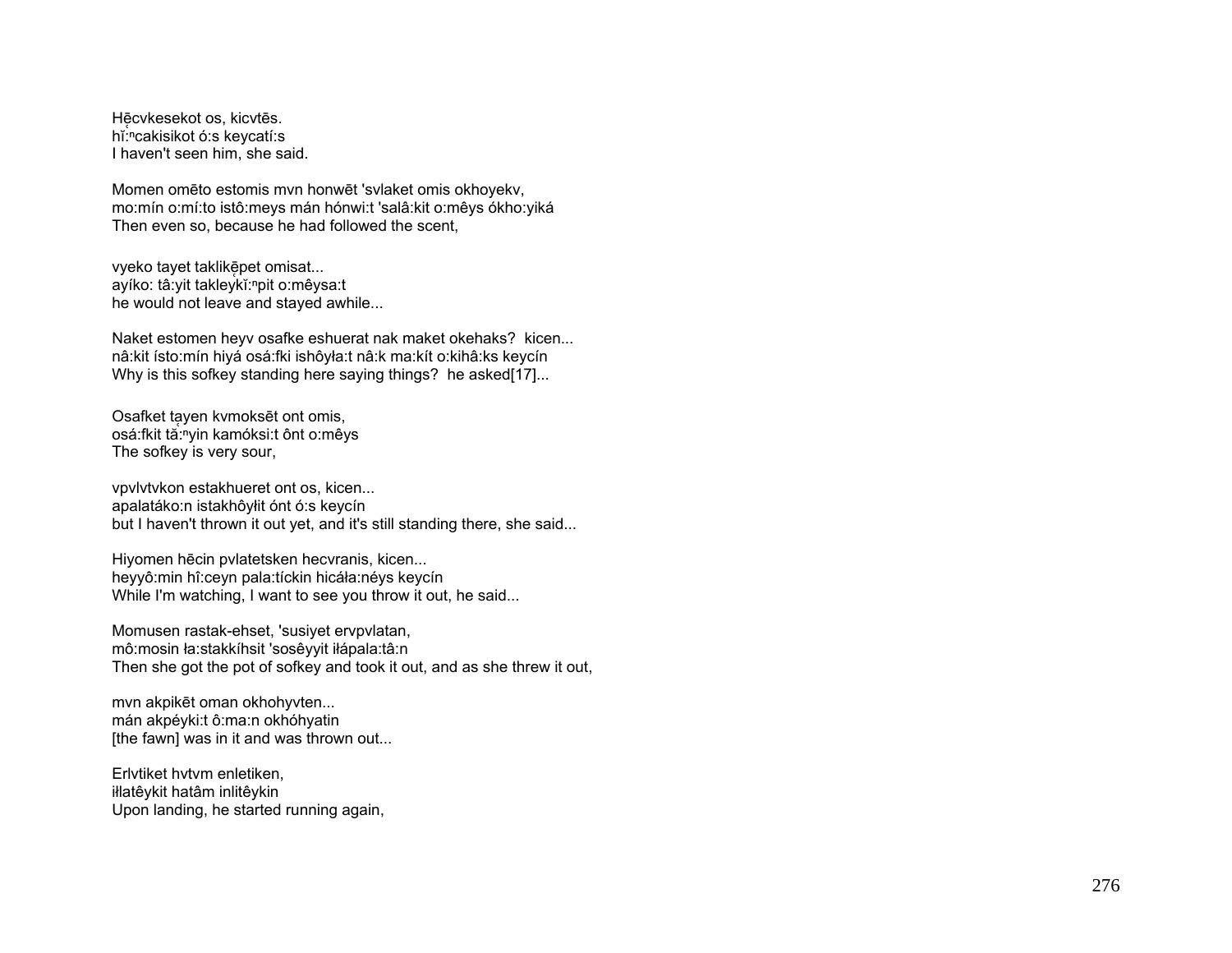Hęcvkesekot os, kicvtēs.
hĭ́:ⁿcakisikot ó:s keycatí:s
I haven't seen him, she said.

Momen omēto estomis mvn honwēt 'svlaket omis okhoyekv,
mo:mín o:mí:to istô:meys mán hónwi:t 'salâ:kit o:mêys ókho:yiká
Then even so, because he had followed the scent,

vyeko tayet taklikẹ̄pet omisat...
ayíko: tâ:yit takleykĭ́:ⁿpit o:mêysa:t
he would not leave and stayed awhile...

Naket estomen heyv osafke eshuerat nak maket okehaks? kicen...
nâ:kit ísto:mín hiyá osá:fki ishôyła:t nâ:k ma:kít o:kihâ:ks keycín
Why is this sofkey standing here saying things? he asked[17]...

Osafket tayen kvmoksēt ont omis,
osá:fkit tắ:ⁿyin kamóksi:t ônt o:mêys
The sofkey is very sour,

vpvlvtvkon estakhueret ont os, kicen...
apalatáko:n istakhôyłit ónt ó:s keycín
but I haven't thrown it out yet, and it's still standing there, she said...

Hiyomen hēcin pvlatetsken hecvranis, kicen...
heyyô:min hî:ceyn pala:tíckin hicáła:néys keycín
While I'm watching, I want to see you throw it out, he said...

Momusen rastak-ehset, 'susiyet ervpvlatan,
mô:mosin ła:stakkíhsit 'sosêyyit iłápala:tâ:n
Then she got the pot of sofkey and took it out, and as she threw it out,

mvn akpikēt oman okhohyvten...
mán akpéyki:t ô:ma:n okhóhyatin
[the fawn] was in it and was thrown out...

Erlvtiket hvtvm enletiken,
iłlatêykit hatâm inlitêykin
Upon landing, he started running again,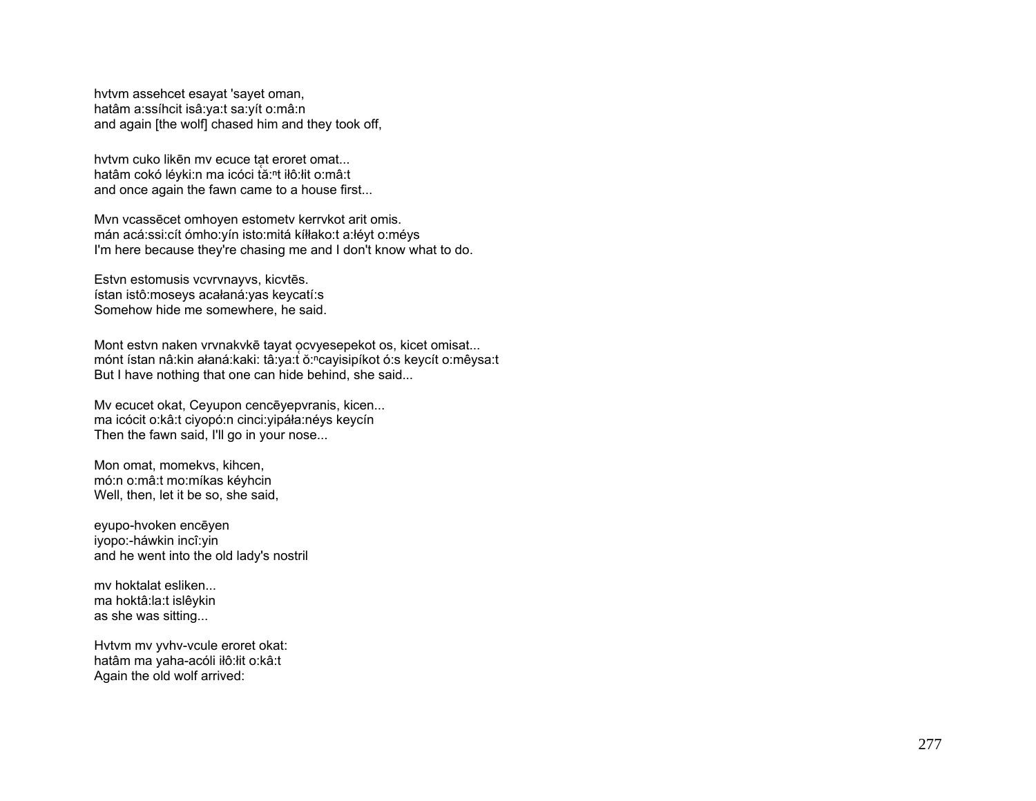hvtvm assehcet esayat 'sayet oman,
hatâm a:ssíhcit isâ:ya:t sa:yít o:mâ:n
and again [the wolf] chased him and they took off,

hvtvm cuko likēn mv ecuce tạt eroret omat...
hatâm cokó léyki:n ma icóci tă̱:ⁿt iłô:łit o:mâ:t
and once again the fawn came to a house first...

Mvn vcassēcet omhoyen estometv kerrvkot arit omis.
mán acá:ssi:cít ómho:yín isto:mitá kíłłako:t a:łéyt o:méys
I'm here because they're chasing me and I don't know what to do.

Estvn estomusis vcvrvnayvs, kicvtēs.
ístan istô:moseys acałaná:yas keycatí:s
Somehow hide me somewhere, he said.

Mont estvn naken vrvnakvkē tayat ọcvyesepekot os, kicet omisat...
mónt ístan nâ:kin ałaná:kaki: tâ:ya:t ŏ̱:ⁿcayisipíkot ó:s keycít o:mêysa:t
But I have nothing that one can hide behind, she said...

Mv ecucet okat, Ceyupon cencēyepvranis, kicen...
ma icócit o:kâ:t ciyopó:n cinci:yipáła:néys keycín
Then the fawn said, I'll go in your nose...

Mon omat, momekvs, kihcen,
mó:n o:mâ:t mo:míkas kéyhcin
Well, then, let it be so, she said,

eyupo-hvoken encēyen
iyopo:-háwkin incî:yin
and he went into the old lady's nostril

mv hoktalat esliken...
ma hoktâ:la:t islêykin
as she was sitting...

Hvtvm mv yvhv-vcule eroret okat:
hatâm ma yaha-acóli iłô:łit o:kâ:t
Again the old wolf arrived: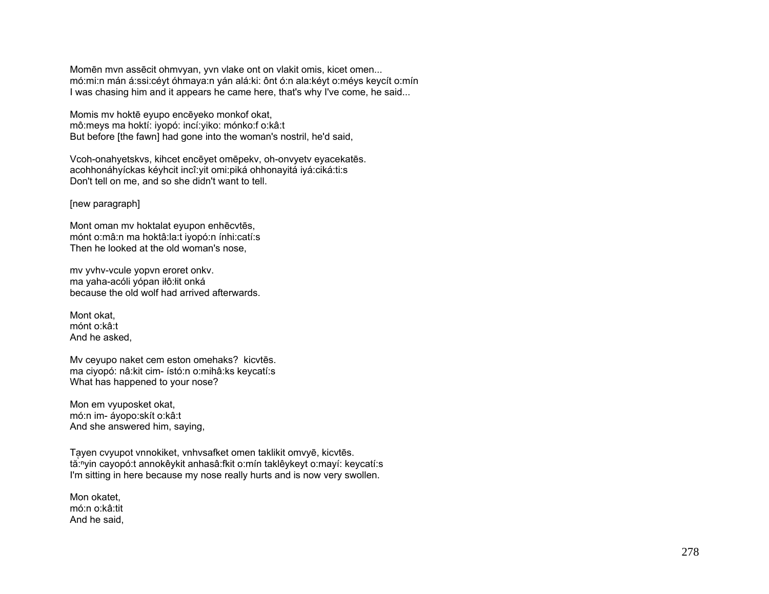Momēn mvn assēcit ohmvyan, yvn vlake ont on vlakit omis, kicet omen...
mó:mi:n mán á:ssi:céyt óhmaya:n yán alá:ki: ônt ó:n ala:kéyt o:méys keycít o:mín
I was chasing him and it appears he came here, that's why I've come, he said...

Momis mv hoktē eyupo encēyeko monkof okat,
mô:meys ma hoktí: iyopó: incí:yiko: mónko:f o:kâ:t
But before [the fawn] had gone into the woman's nostril, he'd said,

Vcoh-onahyetskvs, kihcet encēyet omēpekv, oh-onvyetv eyacekatēs.
acohhonáhyíckas kéyhcit incî:yit omi:piká ohhonayitá iyá:ciká:ti:s
Don't tell on me, and so she didn't want to tell.

[new paragraph]

Mont oman mv hoktalat eyupon enhēcvtēs,
mónt o:mâ:n ma hoktâ:la:t iyopó:n ínhi:catí:s
Then he looked at the old woman's nose,

mv yvhv-vcule yopvn eroret onkv.
ma yaha-acóli yópan iłô:łit onká
because the old wolf had arrived afterwards.

Mont okat,
mónt o:kâ:t
And he asked,

Mv ceyupo naket cem eston omehaks? kicvtēs.
ma ciyopó: nâ:kit cim- ístó:n o:mihâ:ks keycatí:s
What has happened to your nose?

Mon em vyuposket okat,
mó:n im- áyopo:skít o:kâ:t
And she answered him, saying,

Tayen cvyupot vnnokiket, vnhvsafket omen taklikit omvyē, kicvtēs.
tẵ:ⁿyin cayopó:t annokêykit anhasâ:fkit o:mín taklêykeyt o:mayí: keycatí:s
I'm sitting in here because my nose really hurts and is now very swollen.

Mon okatet,
mó:n o:kâ:tit
And he said,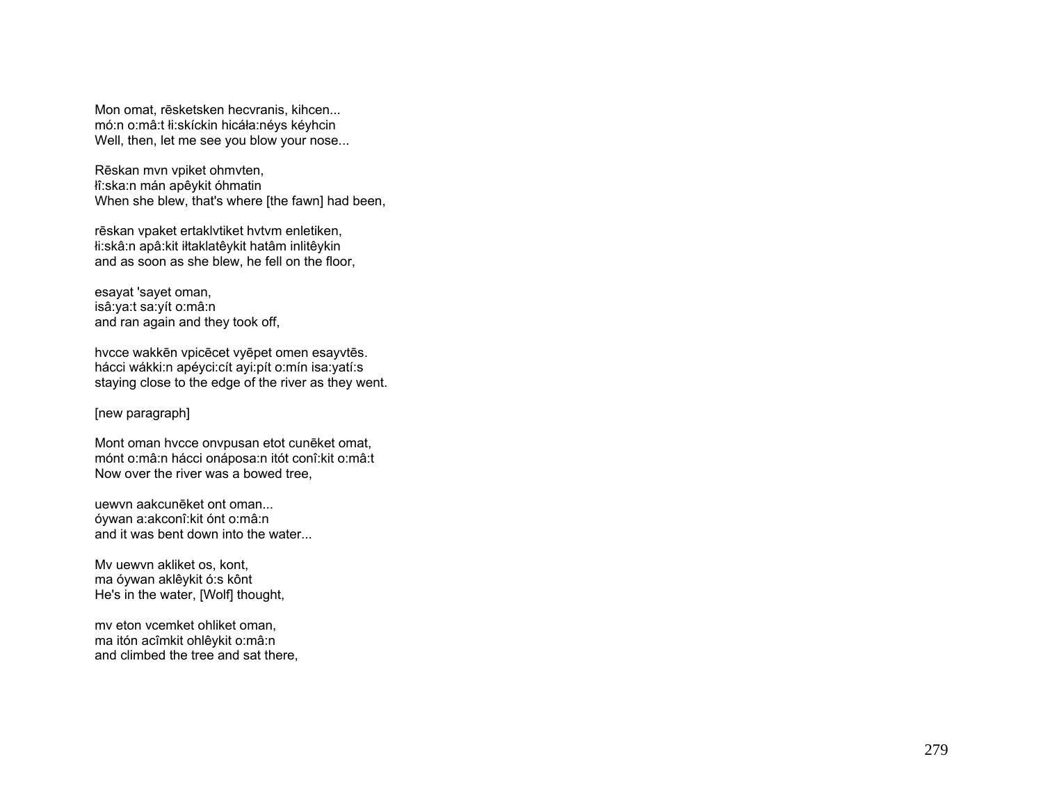Mon omat, rēsketsken hecvranis, kihcen...
mó:n o:mâ:t łi:skíckin hicáła:néys kéyhcin
Well, then, let me see you blow your nose...

Rēskan mvn vpiket ohmvten,
łî:ska:n mán apêykit óhmatin
When she blew, that's where [the fawn] had been,

rēskan vpaket ertaklvtiket hvtvm enletiken,
łi:skâ:n apâ:kit iłtaklatêykit hatâm inlitêykin
and as soon as she blew, he fell on the floor,

esayat 'sayet oman,
isâ:ya:t sa:yít o:mâ:n
and ran again and they took off,

hvcce wakkēn vpicēcet vyēpet omen esayvtēs.
hácci wákki:n apéyci:cít ayi:pít o:mín isa:yatí:s
staying close to the edge of the river as they went.

[new paragraph]

Mont oman hvcce onvpusan etot cunēket omat,
mónt o:mâ:n hácci onáposa:n itót conî:kit o:mâ:t
Now over the river was a bowed tree,

uewvn aakcunēket ont oman...
óywan a:akconî:kit ónt o:mâ:n
and it was bent down into the water...

Mv uewvn akliket os, kont,
ma óywan aklêykit ó:s kônt
He's in the water, [Wolf] thought,

mv eton vcemket ohliket oman,
ma itón acîmkit ohlêykit o:mâ:n
and climbed the tree and sat there,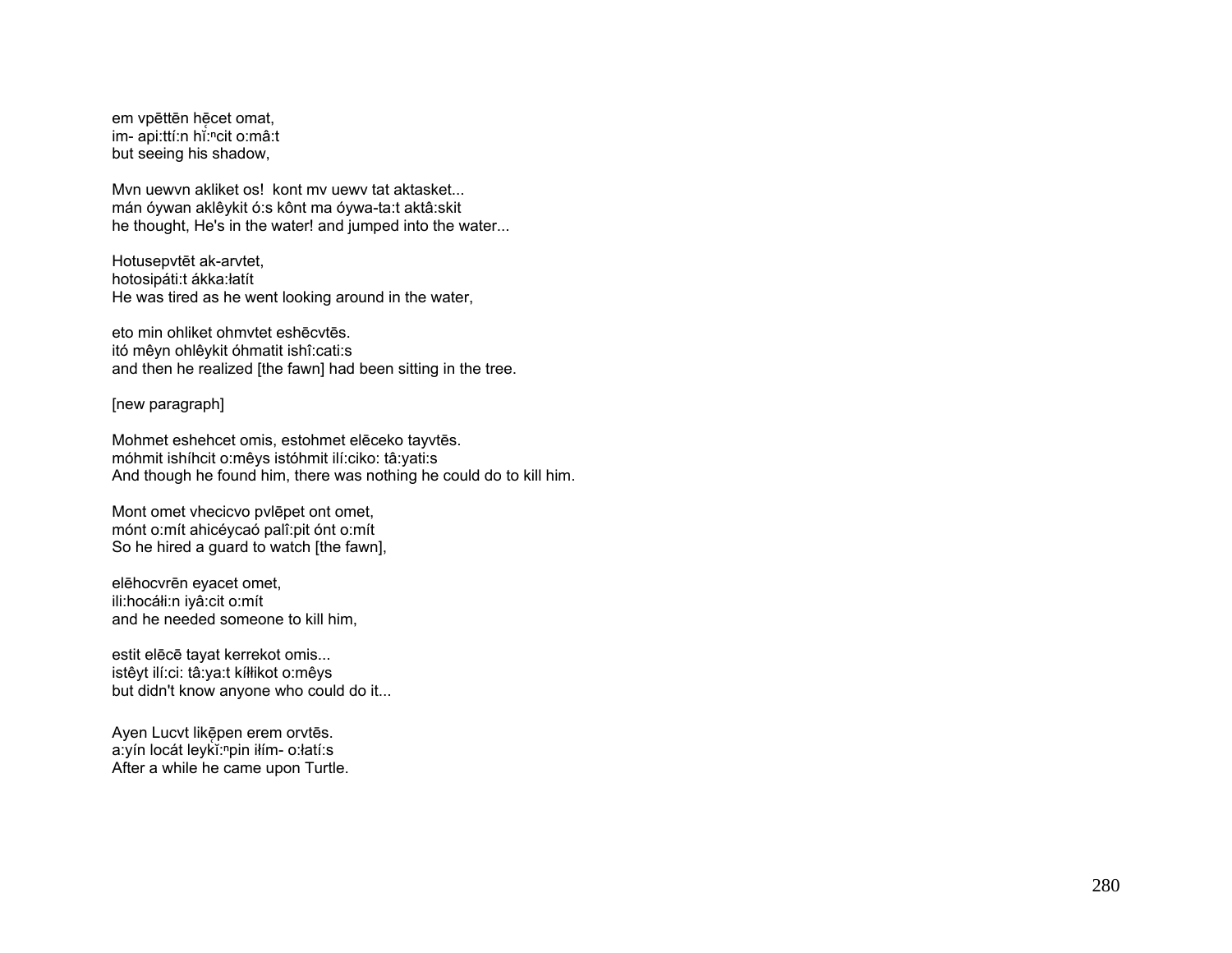em vpēttēn hẹ̄cet omat,
im- api:ttí:n hĭ:ⁿcit o:mâ:t
but seeing his shadow,

Mvn uewvn akliket os!  kont mv uewv tat aktasket...
mán óywan aklêykit ó:s kônt ma óywa-ta:t aktâ:skit
he thought, He's in the water! and jumped into the water...

Hotusepvtēt ak-arvtet,
hotosipáti:t ákka:łatít
He was tired as he went looking around in the water,

eto min ohliket ohmvtet eshēcvtēs.
itó mêyn ohlêykit óhmatit ishî:cati:s
and then he realized [the fawn] had been sitting in the tree.

[new paragraph]

Mohmet eshehcet omis, estohmet elēceko tayvtēs.
móhmit ishíhcit o:mêys istóhmit ilí:ciko: tâ:yati:s
And though he found him, there was nothing he could do to kill him.

Mont omet vhecicvo pvlēpet ont omet,
mónt o:mít ahicéycaó palî:pit ónt o:mít
So he hired a guard to watch [the fawn],

elēhocvrēn eyacet omet,
ili:hocáłi:n iyâ:cit o:mít
and he needed someone to kill him,

estit elēcē tayat kerrekot omis...
istêyt ilí:ci: tâ:ya:t kíłłikot o:mêys
but didn't know anyone who could do it...

Ayen Lucvt likẹ̄pen erem orvtēs.
a:yín locát leykĭ:ⁿpin iłím- o:łatí:s
After a while he came upon Turtle.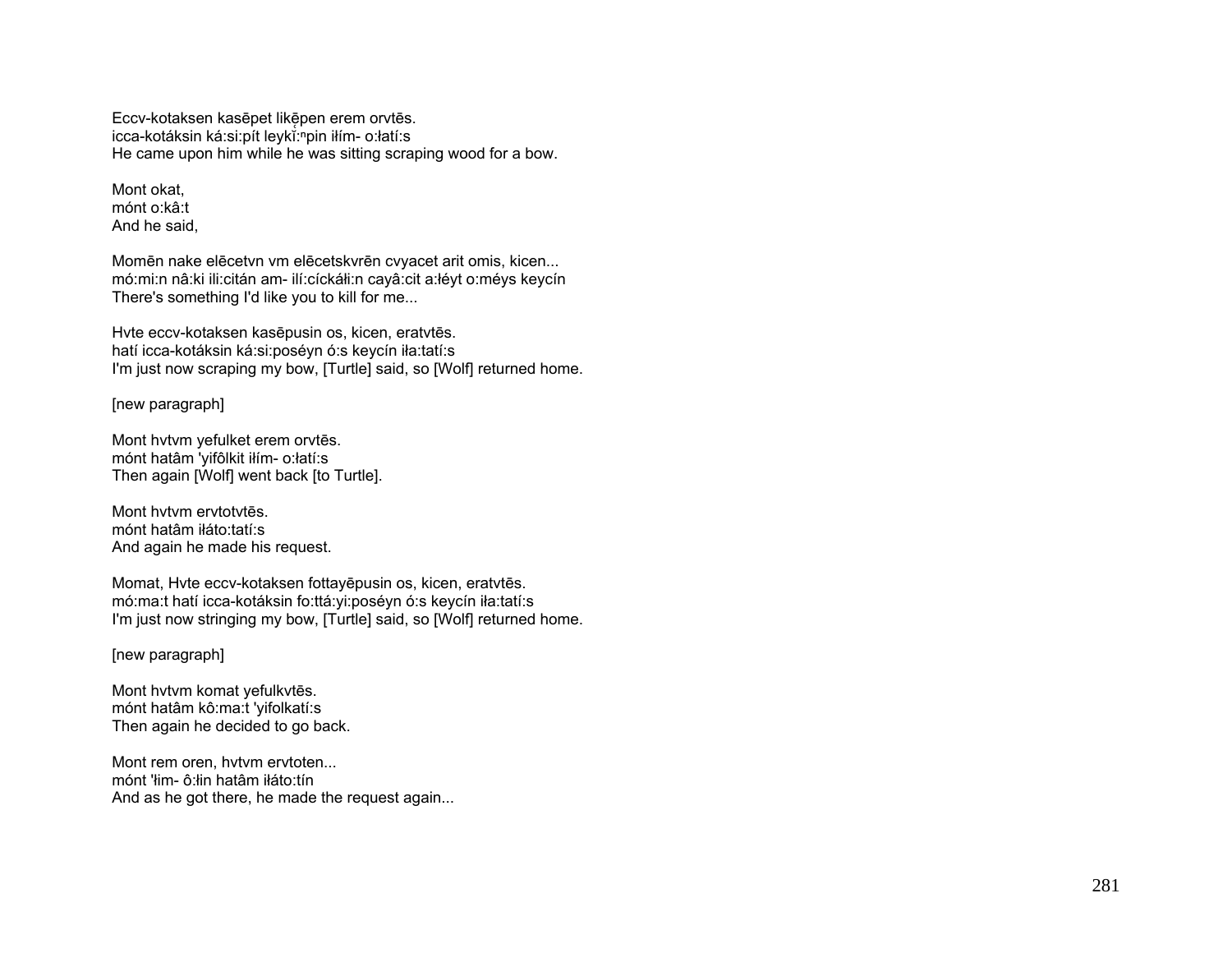Eccv-kotaksen kasēpet likēpen erem orvtēs.
icca-kotáksin ká:si:pít leykĭ:ⁿpin iłím- o:łatí:s
He came upon him while he was sitting scraping wood for a bow.

Mont okat,
mónt o:kâ:t
And he said,

Momēn nake elēcetvn vm elēcetskvrēn cvyacet arit omis, kicen...
mó:mi:n nâ:ki ili:citán am- ilí:cíckáłi:n cayâ:cit a:łéyt o:méys keycín
There's something I'd like you to kill for me...

Hvte eccv-kotaksen kasēpusin os, kicen, eratvtēs.
hatí icca-kotáksin ká:si:poséyn ó:s keycín iła:tatí:s
I'm just now scraping my bow, [Turtle] said, so [Wolf] returned home.

[new paragraph]

Mont hvtvm yefulket erem orvtēs.
mónt hatâm 'yifôlkit iłím- o:łatí:s
Then again [Wolf] went back [to Turtle].

Mont hvtvm ervtotvtēs.
mónt hatâm iłáto:tatí:s
And again he made his request.

Momat, Hvte eccv-kotaksen fottayēpusin os, kicen, eratvtēs.
mó:ma:t hatí icca-kotáksin fo:ttá:yi:poséyn ó:s keycín iła:tatí:s
I'm just now stringing my bow, [Turtle] said, so [Wolf] returned home.

[new paragraph]

Mont hvtvm komat yefulkvtēs.
mónt hatâm kô:ma:t 'yifolkatí:s
Then again he decided to go back.

Mont rem oren, hvtvm ervtoten...
mónt 'łim- ô:łin hatâm iłáto:tín
And as he got there, he made the request again...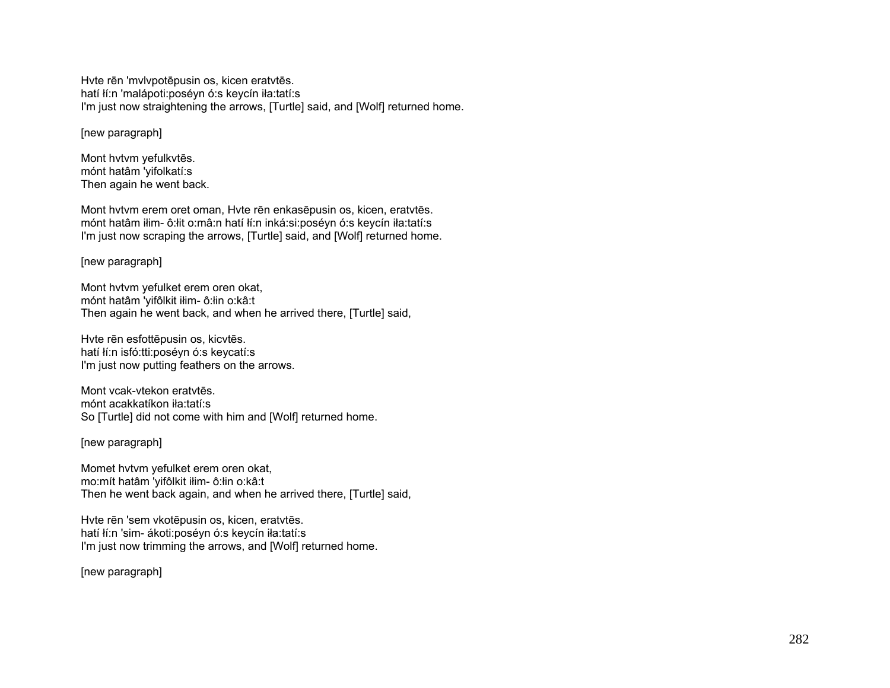Hvte rēn 'mvlvpotēpusin os, kicen eratvtēs.
hatí łí:n 'malápoti:poséyn ó:s keycín iła:tatí:s
I'm just now straightening the arrows, [Turtle] said, and [Wolf] returned home.

[new paragraph]

Mont hvtvm yefulkvtēs.
mónt hatâm 'yifolkatí:s
Then again he went back.

Mont hvtvm erem oret oman, Hvte rēn enkasēpusin os, kicen, eratvtēs.
mónt hatâm iłim- ô:łit o:mâ:n hatí łí:n inká:si:poséyn ó:s keycín iła:tatí:s
I'm just now scraping the arrows, [Turtle] said, and [Wolf] returned home.

[new paragraph]

Mont hvtvm yefulket erem oren okat,
mónt hatâm 'yifôlkit iłim- ô:łin o:kâ:t
Then again he went back, and when he arrived there, [Turtle] said,

Hvte rēn esfottēpusin os, kicvtēs.
hatí łí:n isfó:tti:poséyn ó:s keycatí:s
I'm just now putting feathers on the arrows.

Mont vcak-vtekon eratvtēs.
mónt acakkatíkon iła:tatí:s
So [Turtle] did not come with him and [Wolf] returned home.

[new paragraph]

Momet hvtvm yefulket erem oren okat,
mo:mít hatâm 'yifôlkit iłim- ô:łin o:kâ:t
Then he went back again, and when he arrived there, [Turtle] said,

Hvte rēn 'sem vkotēpusin os, kicen, eratvtēs.
hatí łí:n 'sim- ákoti:poséyn ó:s keycín iła:tatí:s
I'm just now trimming the arrows, and [Wolf] returned home.

[new paragraph]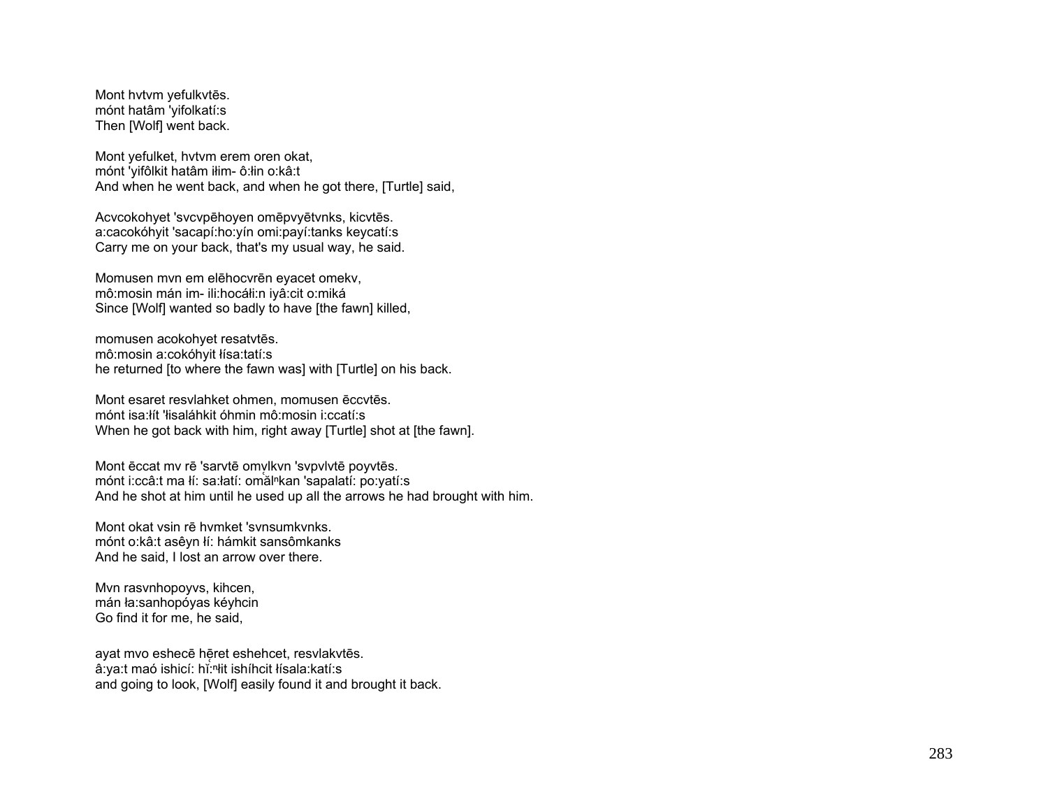Mont hvtvm yefulkvtēs.
mónt hatâm 'yifolkatí:s
Then [Wolf] went back.

Mont yefulket, hvtvm erem oren okat,
mónt 'yifôlkit hatâm iłim- ô:łin o:kâ:t
And when he went back, and when he got there, [Turtle] said,

Acvcokohyet 'svcvpēhoyen omēpvyētvnks, kicvtēs.
a:cacokóhyit 'sacapí:ho:yín omi:payí:tanks keycatí:s
Carry me on your back, that's my usual way, he said.

Momusen mvn em elēhocvrēn eyacet omekv,
mô:mosin mán im- ili:hocáłi:n iyâ:cit o:miká
Since [Wolf] wanted so badly to have [the fawn] killed,

momusen acokohyet resatvtēs.
mô:mosin a:cokóhyit łísa:tatí:s
he returned [to where the fawn was] with [Turtle] on his back.

Mont esaret resvlahket ohmen, momusen ēccvtēs.
mónt isa:łít 'łisaláhkit óhmin mô:mosin i:ccatí:s
When he got back with him, right away [Turtle] shot at [the fawn].

Mont ēccat mv rē 'sarvtē omv̨lkvn 'svpvlvtē poyvtēs.
mónt i:ccâ:t ma łí: sa:łatí: omă̰lⁿkan 'sapalatí: po:yatí:s
And he shot at him until he used up all the arrows he had brought with him.

Mont okat vsin rē hvmket 'svnsumkvnks.
mónt o:kâ:t asêyn łí: hámkit sansômkanks
And he said, I lost an arrow over there.

Mvn rasvnhopoyvs, kihcen,
mán ła:sanhopóyas kéyhcin
Go find it for me, he said,

ayat mvo eshecē hē̜ret eshehcet, resvlakvtēs.
â:ya:t maó ishicí: hḭ̆:ⁿłit ishíhcit łísala:katí:s
and going to look, [Wolf] easily found it and brought it back.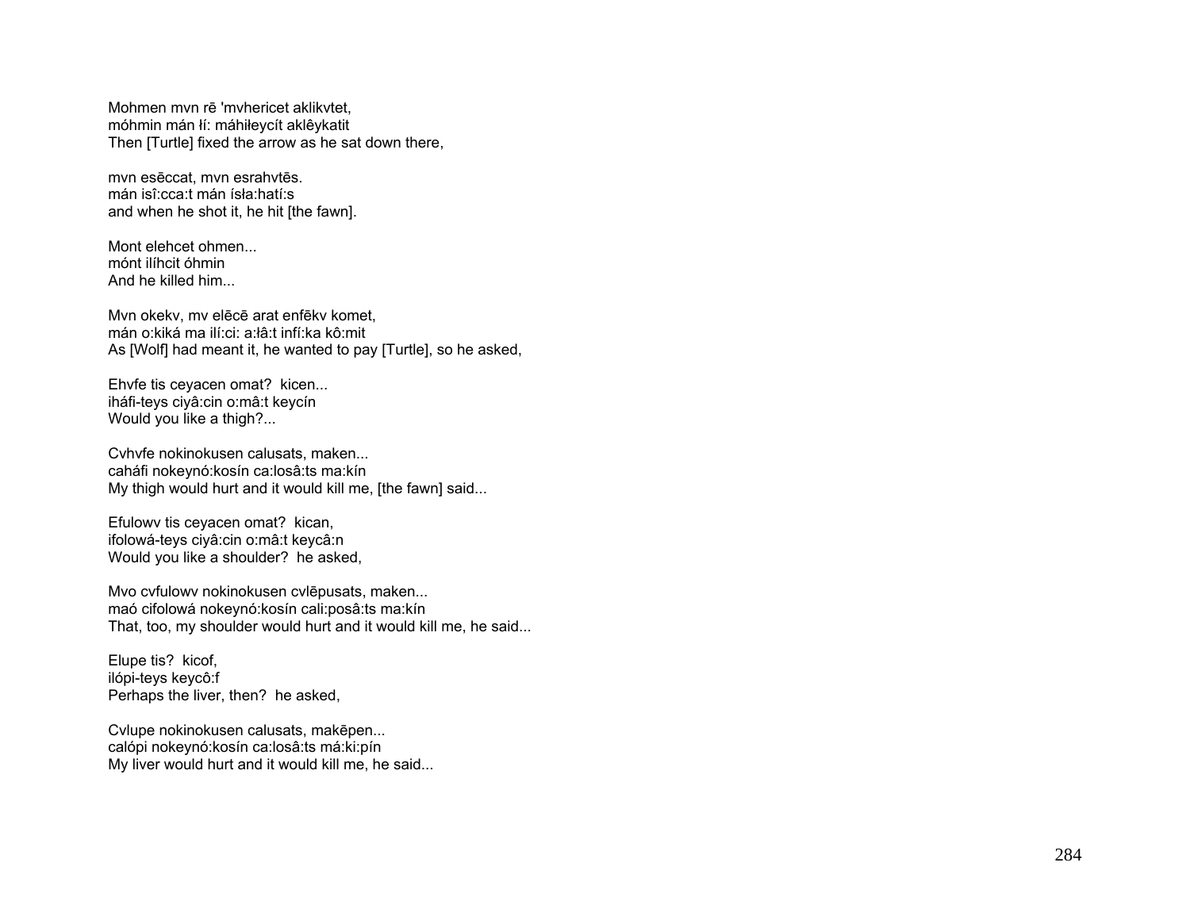Mohmen mvn rē 'mvhericet aklikvtet,
móhmin mán łí: máhiłeycít aklêykatit
Then [Turtle] fixed the arrow as he sat down there,

mvn esēccat, mvn esrahvtēs.
mán isî:cca:t mán ísła:hatí:s
and when he shot it, he hit [the fawn].

Mont elehcet ohmen...
mónt ilíhcit óhmin
And he killed him...

Mvn okekv, mv elēcē arat enfēkv komet,
mán o:kiká ma ilí:ci: a:łâ:t infí:ka kô:mit
As [Wolf] had meant it, he wanted to pay [Turtle], so he asked,

Ehvfe tis ceyacen omat? kicen...
ih※áfi-teys ciyâ:cin o:mâ:t keycín
Would you like a thigh?...

Cvhvfe nokinokusen calusats, maken...
caháfi nokeynó:kosín ca:losâ:ts ma:kín
My thigh would hurt and it would kill me, [the fawn] said...

Efulowv tis ceyacen omat? kican,
ifolowá-teys ciyâ:cin o:mâ:t keycâ:n
Would you like a shoulder? he asked,

Mvo cvfulowv nokinokusen cvlēpusats, maken...
maó cifolowá nokeynó:kosín cali:posâ:ts ma:kín
That, too, my shoulder would hurt and it would kill me, he said...

Elupe tis? kicof,
ilópi-teys keycô:f
Perhaps the liver, then? he asked,

Cvlupe nokinokusen calusats, makēpen...
calópi nokeynó:kosín ca:losâ:ts má:ki:pín
My liver would hurt and it would kill me, he said...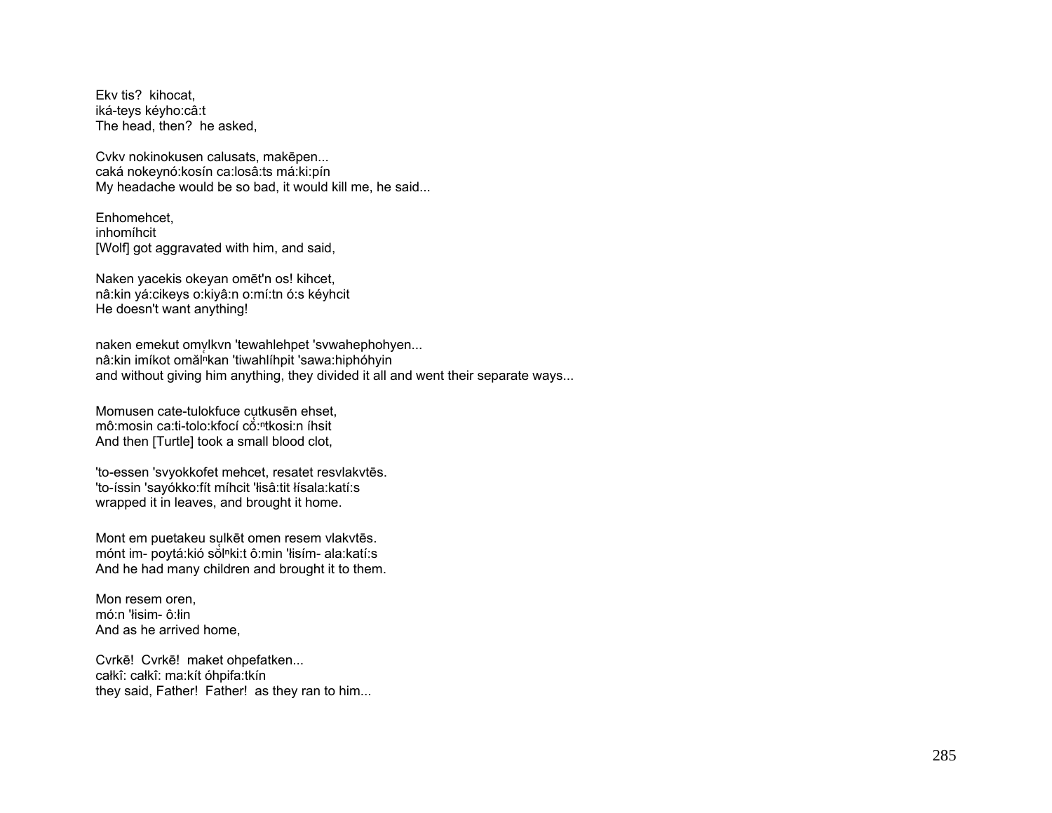Ekv tis?  kihocat,
iká-teys kéyho:câ:t
The head, then?  he asked,

Cvkv nokinokusen calusats, makēpen...
caká nokeynó:kosín ca:losâ:ts má:ki:pín
My headache would be so bad, it would kill me, he said...

Enhomehcet,
inhomíhcit
[Wolf] got aggravated with him, and said,

Naken yacekis okeyan omēt'n os! kihcet,
nâ:kin yá:cikeys o:kiyâ:n o:mí:tn ó:s kéyhcit
He doesn't want anything!

naken emekut omv̥lkvn 'tewahlehpet 'svwahephohyen...
nâ:kin imíkot omăl̥$^{n}$kan 'tiwahlíhpit 'sawa:hiphóhyin
and without giving him anything, they divided it all and went their separate ways...

Momusen cate-tulokfuce cu̥tkusēn ehset,
mô:mosin ca:ti-tolo:kfocí cŏ̥:$^{n}$tkosi:n íhsit
And then [Turtle] took a small blood clot,

'to-essen 'svyokkofet mehcet, resatet resvlakvtēs.
'to-íssin 'sayókko:fít míhcit 'łisâ:tit łísala:katí:s
wrapped it in leaves, and brought it home.

Mont em puetakeu su̥lkēt omen resem vlakvtēs.
mónt im- poytá:kió sŏ̥l$^{n}$ki:t ô:min 'łisím- ala:katí:s
And he had many children and brought it to them.

Mon resem oren,
mó:n 'łisim- ô:łin
And as he arrived home,

Cvrkē!  Cvrkē!  maket ohpefatken...
całkî: całkî: ma:kít óhpifa:tkín
they said, Father!  Father!  as they ran to him...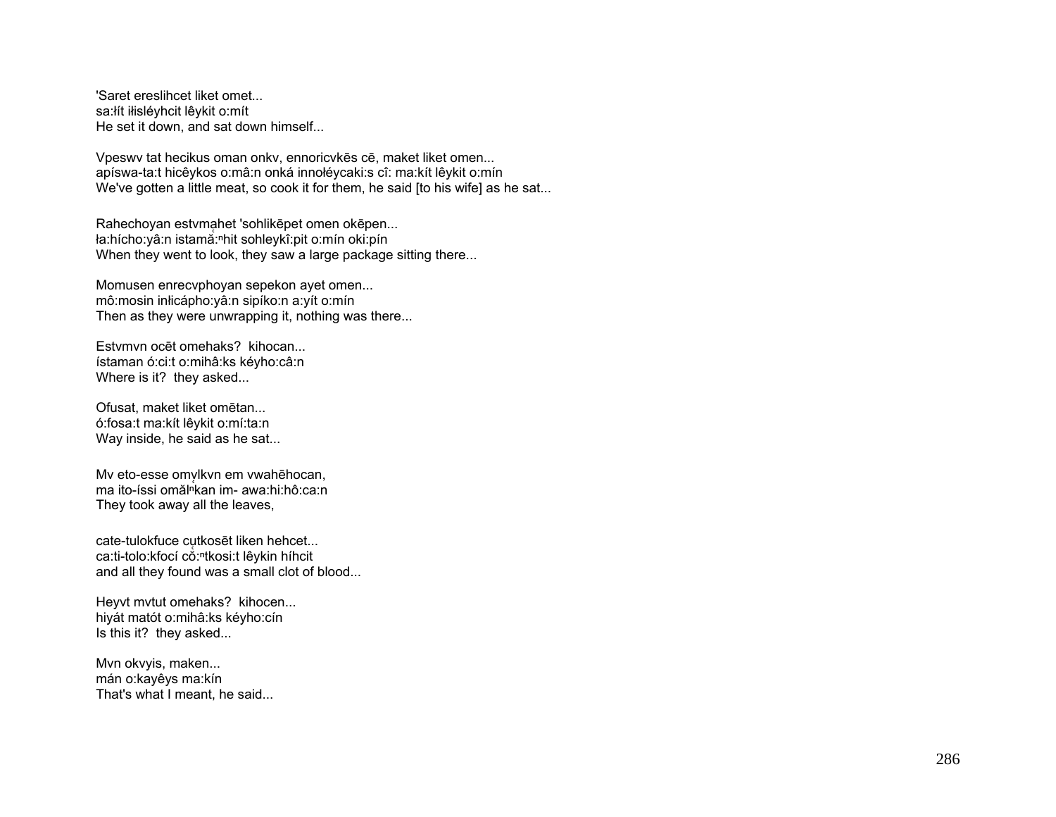'Saret ereslihcet liket omet...
sa:łít iłisléyhcit lêykit o:mít
He set it down, and sat down himself...

Vpeswv tat hecikus oman onkv, ennoricvkēs cē, maket liket omen...
apíswa-ta:t hicêykos o:mâ:n onká innołéycaki:s cî: ma:kít lêykit o:mín
We've gotten a little meat, so cook it for them, he said [to his wife] as he sat...

Rahechoyan estvmạhet 'sohlikēpet omen okēpen...
ła:hícho:yâ:n istamă̰:ⁿhit sohleykî:pit o:mín oki:pín
When they went to look, they saw a large package sitting there...

Momusen enrecvphoyan sepekon ayet omen...
mô:mosin inłicápho:yâ:n sipíko:n a:yít o:mín
Then as they were unwrapping it, nothing was there...

Estvmvn ocēt omehaks? kihocan...
ístaman ó:ci:t o:mihâ:ks kéyho:câ:n
Where is it? they asked...

Ofusat, maket liket omētan...
ó:fosa:t ma:kít lêykit o:mí:ta:n
Way inside, he said as he sat...

Mv eto-esse omṿlkvn em vwahēhocan,
ma ito-íssi omăl̰ⁿkan im- awa:hi:hô:ca:n
They took away all the leaves,

cate-tulokfuce cutkosēt liken hehcet...
ca:ti-tolo:kfocí cŏ̰:ⁿtkosi:t lêykin híhcit
and all they found was a small clot of blood...

Heyvt mvtut omehaks? kihocen...
hiyát matót o:mihâ:ks kéyho:cín
Is this it? they asked...

Mvn okvyis, maken...
mán o:kayêys ma:kín
That's what I meant, he said...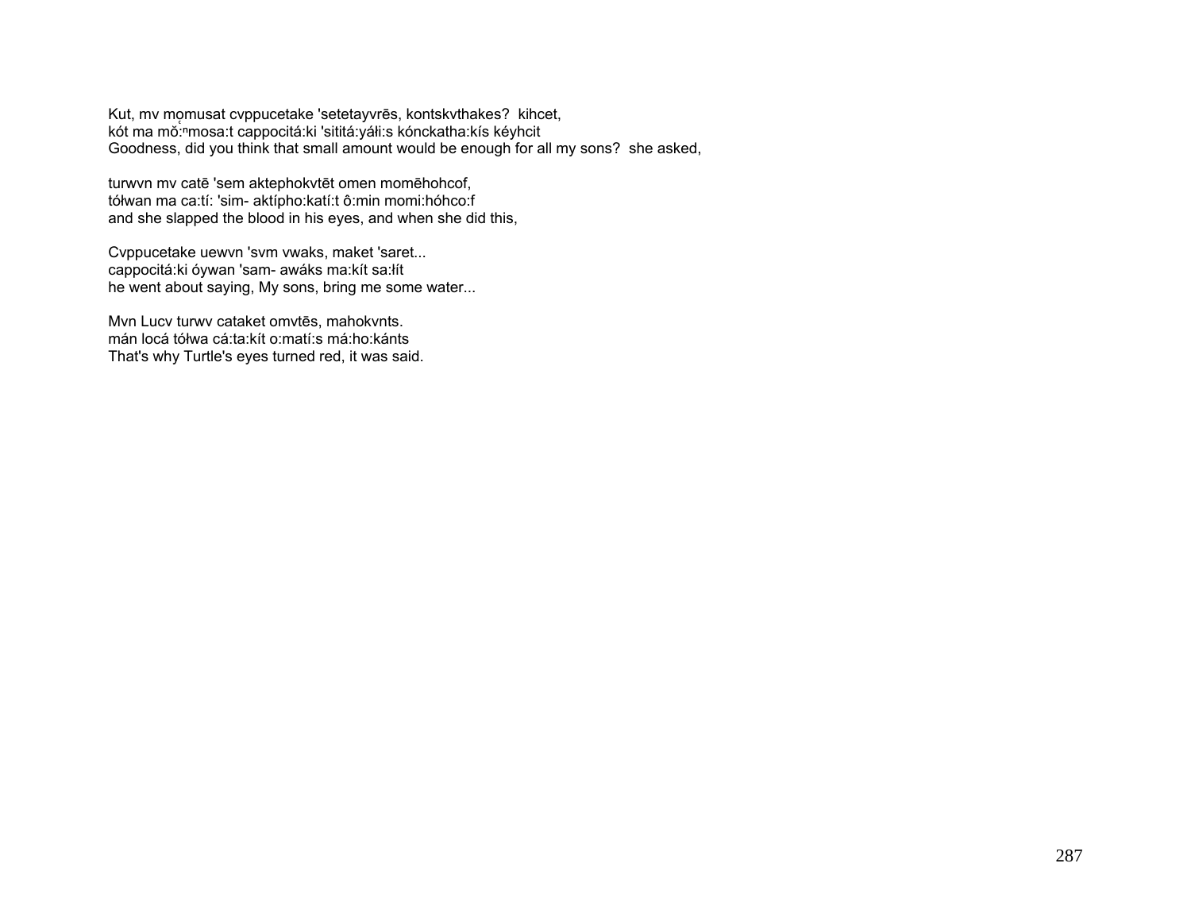Kut, mv mo̜musat cvppucetake 'setetayvrēs, kontskvthakes?  kihcet,
kót ma mŏ̜:ⁿmosa:t cappocitá:ki 'sititá:yáłi:s kónckatha:kís kéyhcit
Goodness, did you think that small amount would be enough for all my sons?  she asked,

turwvn mv catē 'sem aktephokvtēt omen momēhohcof,
tółwan ma ca:tí: 'sim- aktípho:katí:t ô:min momi:hóhco:f
and she slapped the blood in his eyes, and when she did this,

Cvppucetake uewvn 'svm vwaks, maket 'saret...
cappocitá:ki óywan 'sam- awáks ma:kít sa:łít
he went about saying, My sons, bring me some water...

Mvn Lucv turwv cataket omvtēs, mahokvnts.
mán locá tółwa cá:ta:kít o:matí:s má:ho:kánts
That's why Turtle's eyes turned red, it was said.